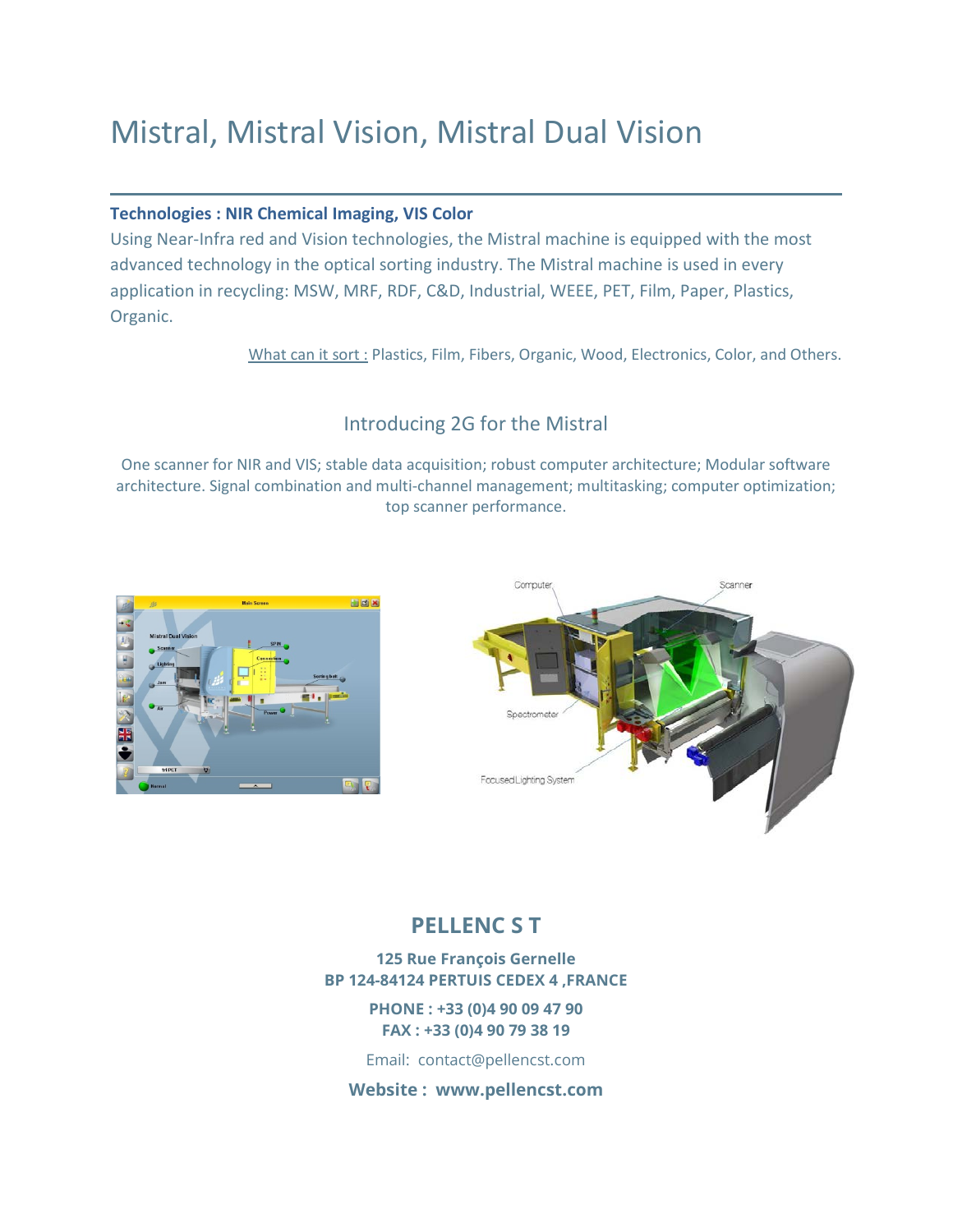# Mistral, Mistral Vision, Mistral Dual Vision

**Technologies : NIR Chemical Imaging, VIS Color**

Using Near-Infra red and Vision technologies, the Mistral machine is equipped with the most advanced technology in the optical sorting industry. The Mistral machine is used in every application in recycling: MSW, MRF, RDF, C&D, Industrial, WEEE, PET, Film, Paper, Plastics, Organic.

What can it sort : Plastics, Film, Fibers, Organic, Wood, Electronics, Color, and Others.

## Introducing 2G for the Mistral

One scanner for NIR and VIS; stable data acquisition; robust computer architecture; Modular software architecture. Signal combination and multi-channel management; multitasking; computer optimization; top scanner performance.

**PELLENC S T**

**125 Rue François Gernelle**
**BP 124-84124 PERTUIS CEDEX 4 ,FRANCE**

**PHONE : +33 (0)4 90 09 47 90**
**FAX : +33 (0)4 90 79 38 19**

Email: contact@pellencst.com

**Website : www.pellencst.com**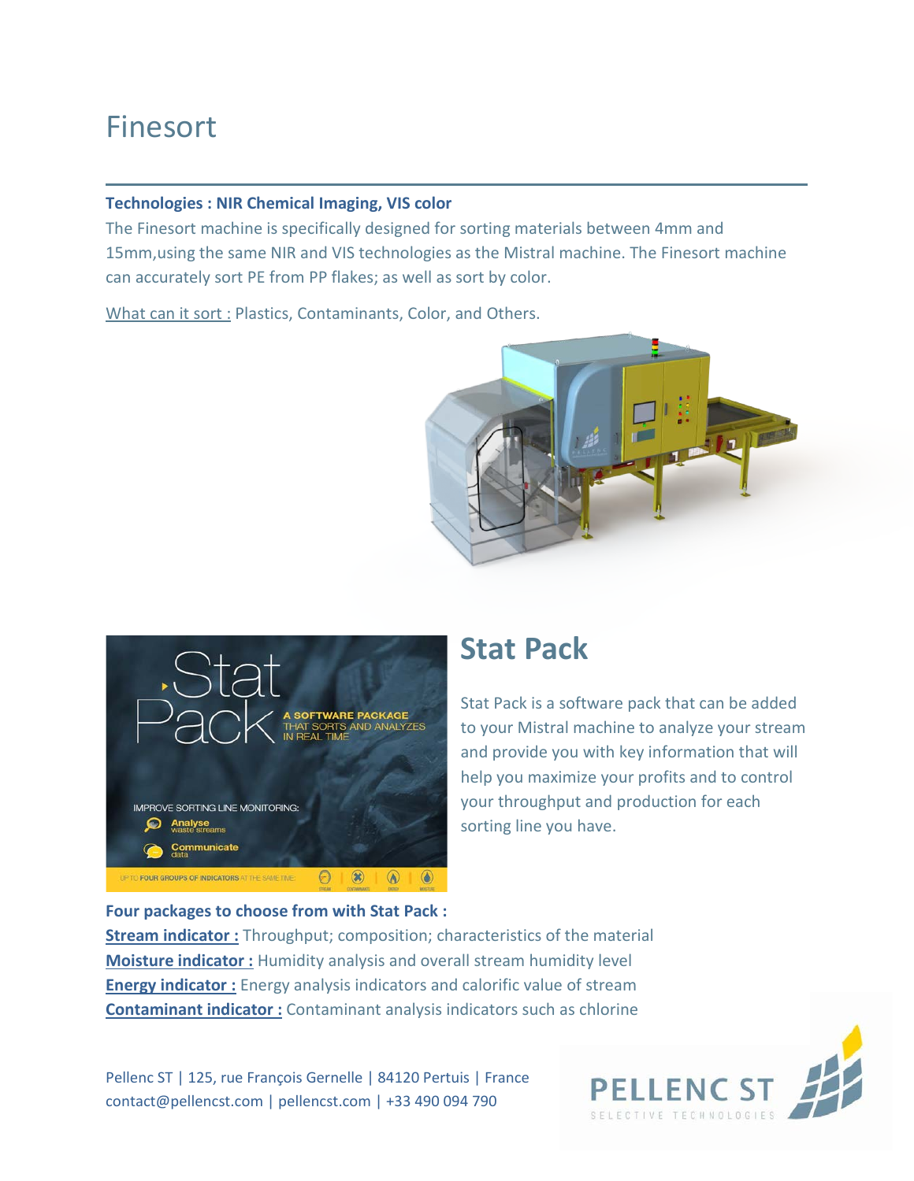# Finesort

**Technologies : NIR Chemical Imaging, VIS color**

The Finesort machine is specifically designed for sorting materials between 4mm and 15mm,using the same NIR and VIS technologies as the Mistral machine. The Finesort machine can accurately sort PE from PP flakes; as well as sort by color.

What can it sort : Plastics, Contaminants, Color, and Others.

## Stat Pack

Stat Pack is a software pack that can be added to your Mistral machine to analyze your stream and provide you with key information that will help you maximize your profits and to control your throughput and production for each sorting line you have.

**Four packages to choose from with Stat Pack :**

**Stream indicator :** Throughput; composition; characteristics of the material
**Moisture indicator :** Humidity analysis and overall stream humidity level
**Energy indicator :** Energy analysis indicators and calorific value of stream
**Contaminant indicator :** Contaminant analysis indicators such as chlorine

Pellenc ST | 125, rue François Gernelle | 84120 Pertuis | France
contact@pellencst.com | pellencst.com | +33 490 094 790